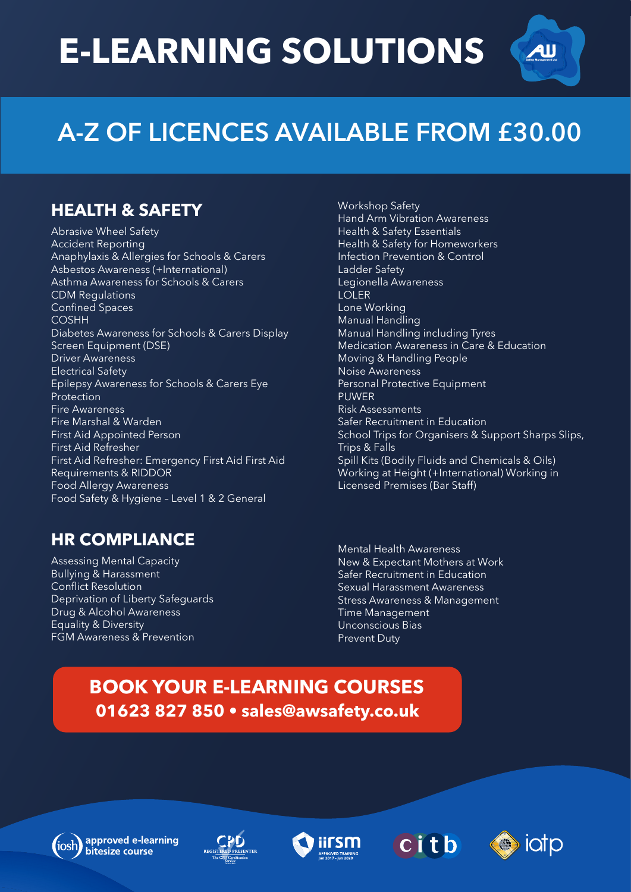# E-LEARNING SOLUTIONS

## A-Z OF LICENCES AVAILABLE FROM £30.00

### HEALTH & SAFETY

Abrasive Wheel Safety
Accident Reporting
Anaphylaxis & Allergies for Schools & Carers
Asbestos Awareness (+International)
Asthma Awareness for Schools & Carers
CDM Regulations
Confined Spaces
COSHH
Diabetes Awareness for Schools & Carers Display Screen Equipment (DSE)
Driver Awareness
Electrical Safety
Epilepsy Awareness for Schools & Carers Eye Protection
Fire Awareness
Fire Marshal & Warden
First Aid Appointed Person
First Aid Refresher
First Aid Refresher: Emergency First Aid First Aid Requirements & RIDDOR
Food Allergy Awareness
Food Safety & Hygiene – Level 1 & 2 General
Workshop Safety
Hand Arm Vibration Awareness
Health & Safety Essentials
Health & Safety for Homeworkers
Infection Prevention & Control
Ladder Safety
Legionella Awareness
LOLER
Lone Working
Manual Handling
Manual Handling including Tyres
Medication Awareness in Care & Education
Moving & Handling People
Noise Awareness
Personal Protective Equipment
PUWER
Risk Assessments
Safer Recruitment in Education
School Trips for Organisers & Support Sharps Slips, Trips & Falls
Spill Kits (Bodily Fluids and Chemicals & Oils)
Working at Height (+International) Working in Licensed Premises (Bar Staff)

### HR COMPLIANCE

Assessing Mental Capacity
Bullying & Harassment
Conflict Resolution
Deprivation of Liberty Safeguards
Drug & Alcohol Awareness
Equality & Diversity
FGM Awareness & Prevention
Mental Health Awareness
New & Expectant Mothers at Work
Safer Recruitment in Education
Sexual Harassment Awareness
Stress Awareness & Management
Time Management
Unconscious Bias
Prevent Duty

**BOOK YOUR E-LEARNING COURSES**
**01623 827 850 • sales@awsafety.co.uk**

iosh approved e-learning bitesize course | CPD Registered Presenter | iirsm Approved Training Jun 2017 - Jun 2020 | citb | iatp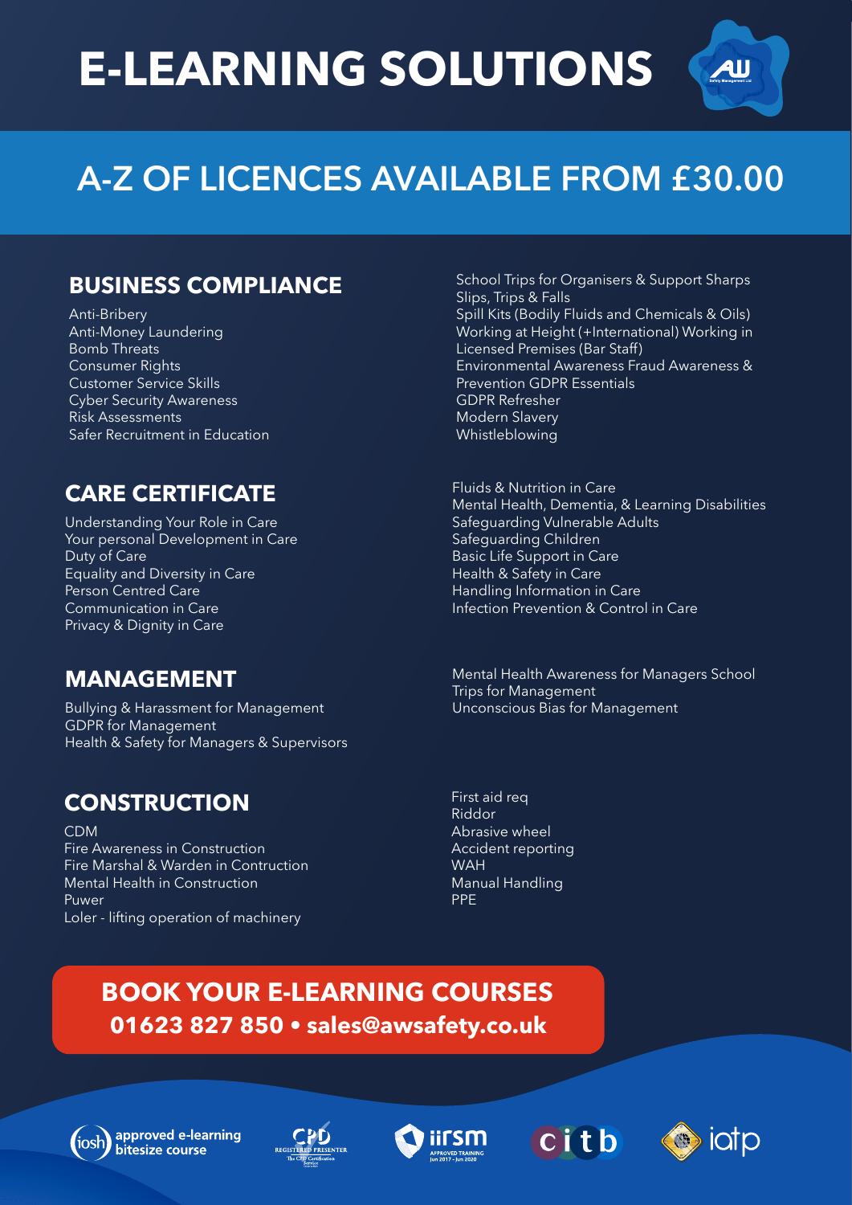# E-LEARNING SOLUTIONS

## A-Z OF LICENCES AVAILABLE FROM £30.00

### BUSINESS COMPLIANCE

Anti-Bribery
Anti-Money Laundering
Bomb Threats
Consumer Rights
Customer Service Skills
Cyber Security Awareness
Risk Assessments
Safer Recruitment in Education
School Trips for Organisers & Support Sharps
Slips, Trips & Falls
Spill Kits (Bodily Fluids and Chemicals & Oils)
Working at Height (+International) Working in Licensed Premises (Bar Staff)
Environmental Awareness Fraud Awareness & Prevention GDPR Essentials
GDPR Refresher
Modern Slavery
Whistleblowing

### CARE CERTIFICATE

Understanding Your Role in Care
Your personal Development in Care
Duty of Care
Equality and Diversity in Care
Person Centred Care
Communication in Care
Privacy & Dignity in Care
Fluids & Nutrition in Care
Mental Health, Dementia, & Learning Disabilities
Safeguarding Vulnerable Adults
Safeguarding Children
Basic Life Support in Care
Health & Safety in Care
Handling Information in Care
Infection Prevention & Control in Care

### MANAGEMENT

Bullying & Harassment for Management
GDPR for Management
Health & Safety for Managers & Supervisors
Mental Health Awareness for Managers School Trips for Management
Unconscious Bias for Management

### CONSTRUCTION

CDM
Fire Awareness in Construction
Fire Marshal & Warden in Contruction
Mental Health in Construction
Puwer
Loler - lifting operation of machinery
First aid req
Riddor
Abrasive wheel
Accident reporting
WAH
Manual Handling
PPE

**BOOK YOUR E-LEARNING COURSES**
**01623 827 850 • sales@awsafety.co.uk**

iosh approved e-learning bitesize course